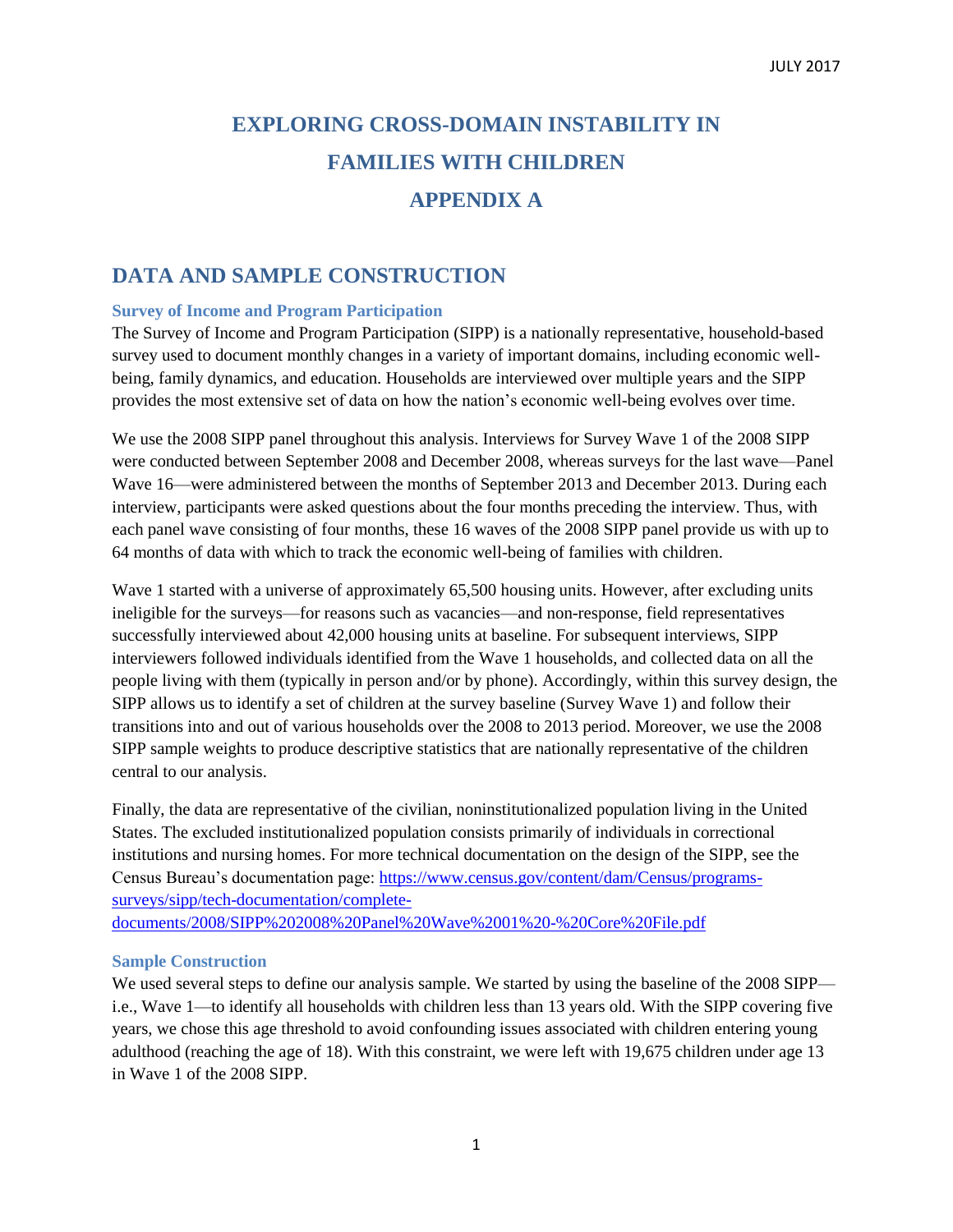# EXPLORING CROSS-DOMAIN INSTABILITY IN FAMILIES WITH CHILDREN

# APPENDIX A

## DATA AND SAMPLE CONSTRUCTION

### Survey of Income and Program Participation

The Survey of Income and Program Participation (SIPP) is a nationally representative, household-based survey used to document monthly changes in a variety of important domains, including economic well-being, family dynamics, and education. Households are interviewed over multiple years and the SIPP provides the most extensive set of data on how the nation's economic well-being evolves over time.

We use the 2008 SIPP panel throughout this analysis. Interviews for Survey Wave 1 of the 2008 SIPP were conducted between September 2008 and December 2008, whereas surveys for the last wave—Panel Wave 16—were administered between the months of September 2013 and December 2013. During each interview, participants were asked questions about the four months preceding the interview. Thus, with each panel wave consisting of four months, these 16 waves of the 2008 SIPP panel provide us with up to 64 months of data with which to track the economic well-being of families with children.

Wave 1 started with a universe of approximately 65,500 housing units. However, after excluding units ineligible for the surveys—for reasons such as vacancies—and non-response, field representatives successfully interviewed about 42,000 housing units at baseline. For subsequent interviews, SIPP interviewers followed individuals identified from the Wave 1 households, and collected data on all the people living with them (typically in person and/or by phone). Accordingly, within this survey design, the SIPP allows us to identify a set of children at the survey baseline (Survey Wave 1) and follow their transitions into and out of various households over the 2008 to 2013 period. Moreover, we use the 2008 SIPP sample weights to produce descriptive statistics that are nationally representative of the children central to our analysis.

Finally, the data are representative of the civilian, noninstitutionalized population living in the United States. The excluded institutionalized population consists primarily of individuals in correctional institutions and nursing homes. For more technical documentation on the design of the SIPP, see the Census Bureau's documentation page: [https://www.census.gov/content/dam/Census/programs-surveys/sipp/tech-documentation/complete-documents/2008/SIPP%202008%20Panel%20Wave%2001%20-%20Core%20File.pdf](https://www.census.gov/content/dam/Census/programs-surveys/sipp/tech-documentation/complete-documents/2008/SIPP%202008%20Panel%20Wave%2001%20-%20Core%20File.pdf)

### Sample Construction

We used several steps to define our analysis sample. We started by using the baseline of the 2008 SIPP—i.e., Wave 1—to identify all households with children less than 13 years old. With the SIPP covering five years, we chose this age threshold to avoid confounding issues associated with children entering young adulthood (reaching the age of 18). With this constraint, we were left with 19,675 children under age 13 in Wave 1 of the 2008 SIPP.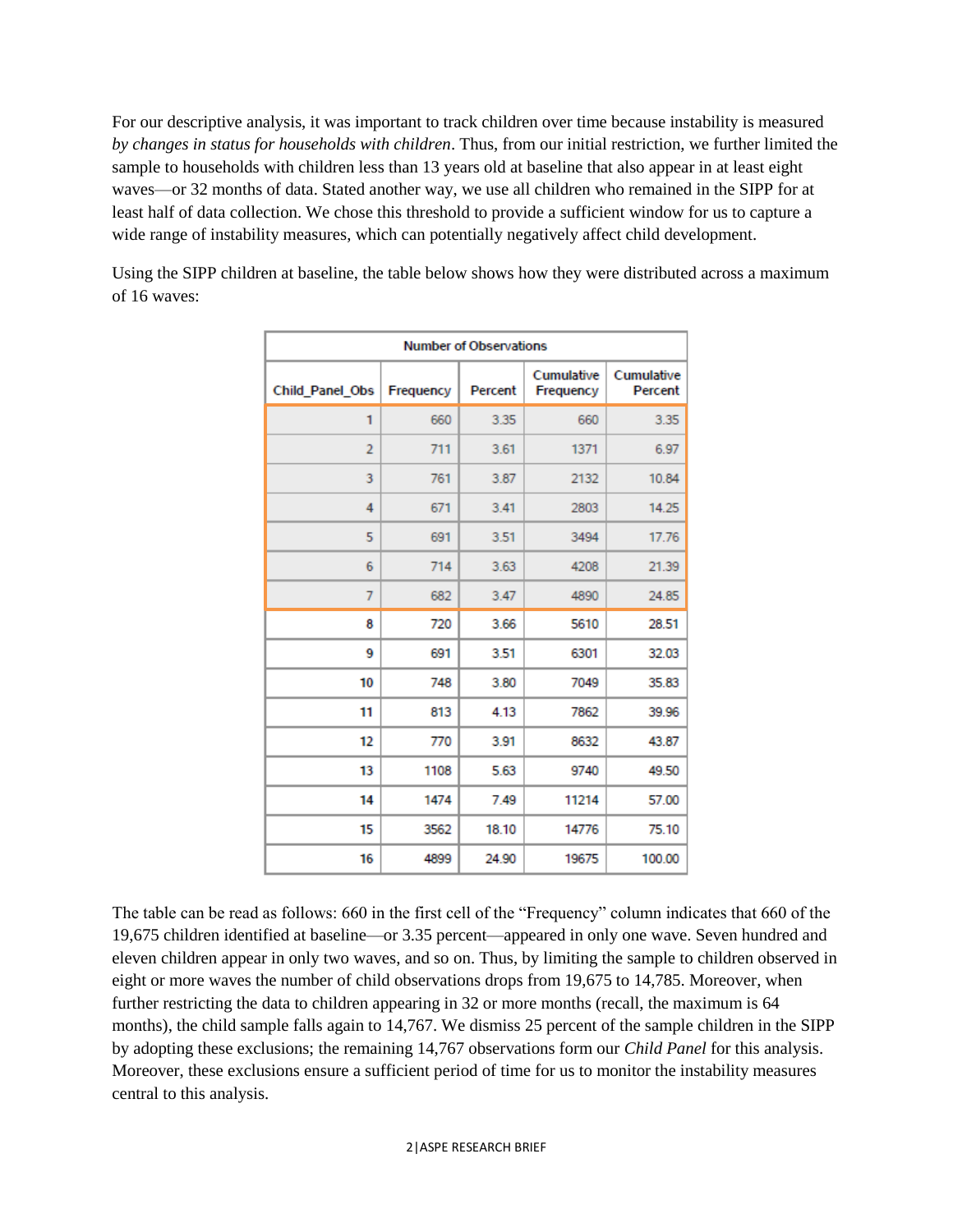For our descriptive analysis, it was important to track children over time because instability is measured *by changes in status for households with children*. Thus, from our initial restriction, we further limited the sample to households with children less than 13 years old at baseline that also appear in at least eight waves—or 32 months of data. Stated another way, we use all children who remained in the SIPP for at least half of data collection. We chose this threshold to provide a sufficient window for us to capture a wide range of instability measures, which can potentially negatively affect child development.

Using the SIPP children at baseline, the table below shows how they were distributed across a maximum of 16 waves:

| Number of Observations | | | | |
|---|---|---|---|---|
| Child_Panel_Obs | Frequency | Percent | Cumulative Frequency | Cumulative Percent |
| 1 | 660 | 3.35 | 660 | 3.35 |
| 2 | 711 | 3.61 | 1371 | 6.97 |
| 3 | 761 | 3.87 | 2132 | 10.84 |
| 4 | 671 | 3.41 | 2803 | 14.25 |
| 5 | 691 | 3.51 | 3494 | 17.76 |
| 6 | 714 | 3.63 | 4208 | 21.39 |
| 7 | 682 | 3.47 | 4890 | 24.85 |
| 8 | 720 | 3.66 | 5610 | 28.51 |
| 9 | 691 | 3.51 | 6301 | 32.03 |
| 10 | 748 | 3.80 | 7049 | 35.83 |
| 11 | 813 | 4.13 | 7862 | 39.96 |
| 12 | 770 | 3.91 | 8632 | 43.87 |
| 13 | 1108 | 5.63 | 9740 | 49.50 |
| 14 | 1474 | 7.49 | 11214 | 57.00 |
| 15 | 3562 | 18.10 | 14776 | 75.10 |
| 16 | 4899 | 24.90 | 19675 | 100.00 |

The table can be read as follows: 660 in the first cell of the "Frequency" column indicates that 660 of the 19,675 children identified at baseline—or 3.35 percent—appeared in only one wave. Seven hundred and eleven children appear in only two waves, and so on. Thus, by limiting the sample to children observed in eight or more waves the number of child observations drops from 19,675 to 14,785. Moreover, when further restricting the data to children appearing in 32 or more months (recall, the maximum is 64 months), the child sample falls again to 14,767. We dismiss 25 percent of the sample children in the SIPP by adopting these exclusions; the remaining 14,767 observations form our *Child Panel* for this analysis. Moreover, these exclusions ensure a sufficient period of time for us to monitor the instability measures central to this analysis.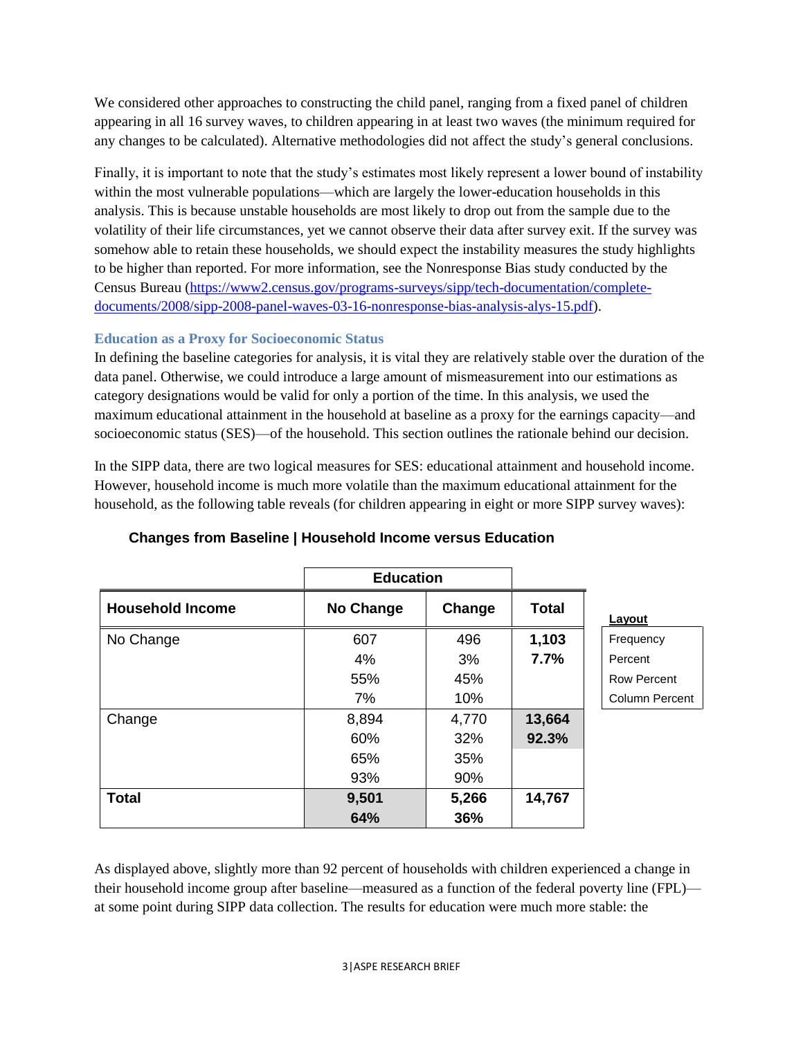We considered other approaches to constructing the child panel, ranging from a fixed panel of children appearing in all 16 survey waves, to children appearing in at least two waves (the minimum required for any changes to be calculated). Alternative methodologies did not affect the study's general conclusions.

Finally, it is important to note that the study's estimates most likely represent a lower bound of instability within the most vulnerable populations—which are largely the lower-education households in this analysis. This is because unstable households are most likely to drop out from the sample due to the volatility of their life circumstances, yet we cannot observe their data after survey exit. If the survey was somehow able to retain these households, we should expect the instability measures the study highlights to be higher than reported. For more information, see the Nonresponse Bias study conducted by the Census Bureau (https://www2.census.gov/programs-surveys/sipp/tech-documentation/complete-documents/2008/sipp-2008-panel-waves-03-16-nonresponse-bias-analysis-alys-15.pdf).

### Education as a Proxy for Socioeconomic Status

In defining the baseline categories for analysis, it is vital they are relatively stable over the duration of the data panel. Otherwise, we could introduce a large amount of mismeasurement into our estimations as category designations would be valid for only a portion of the time. In this analysis, we used the maximum educational attainment in the household at baseline as a proxy for the earnings capacity—and socioeconomic status (SES)—of the household. This section outlines the rationale behind our decision.

In the SIPP data, there are two logical measures for SES: educational attainment and household income. However, household income is much more volatile than the maximum educational attainment for the household, as the following table reveals (for children appearing in eight or more SIPP survey waves):

**Changes from Baseline | Household Income versus Education**

| | Education | | |
|---|---|---|---|
| **Household Income** | **No Change** | **Change** | **Total** |
| No Change | 607<br>4%<br>55%<br>7% | 496<br>3%<br>45%<br>10% | **1,103**<br>**7.7%** |
| Change | 8,894<br>60%<br>65%<br>93% | 4,770<br>32%<br>35%<br>90% | **13,664**<br>**92.3%** |
| **Total** | **9,501**<br>**64%** | **5,266**<br>**36%** | **14,767** |

| **Layout** |
|---|
| Frequency |
| Percent |
| Row Percent |
| Column Percent |

As displayed above, slightly more than 92 percent of households with children experienced a change in their household income group after baseline—measured as a function of the federal poverty line (FPL)—at some point during SIPP data collection. The results for education were much more stable: the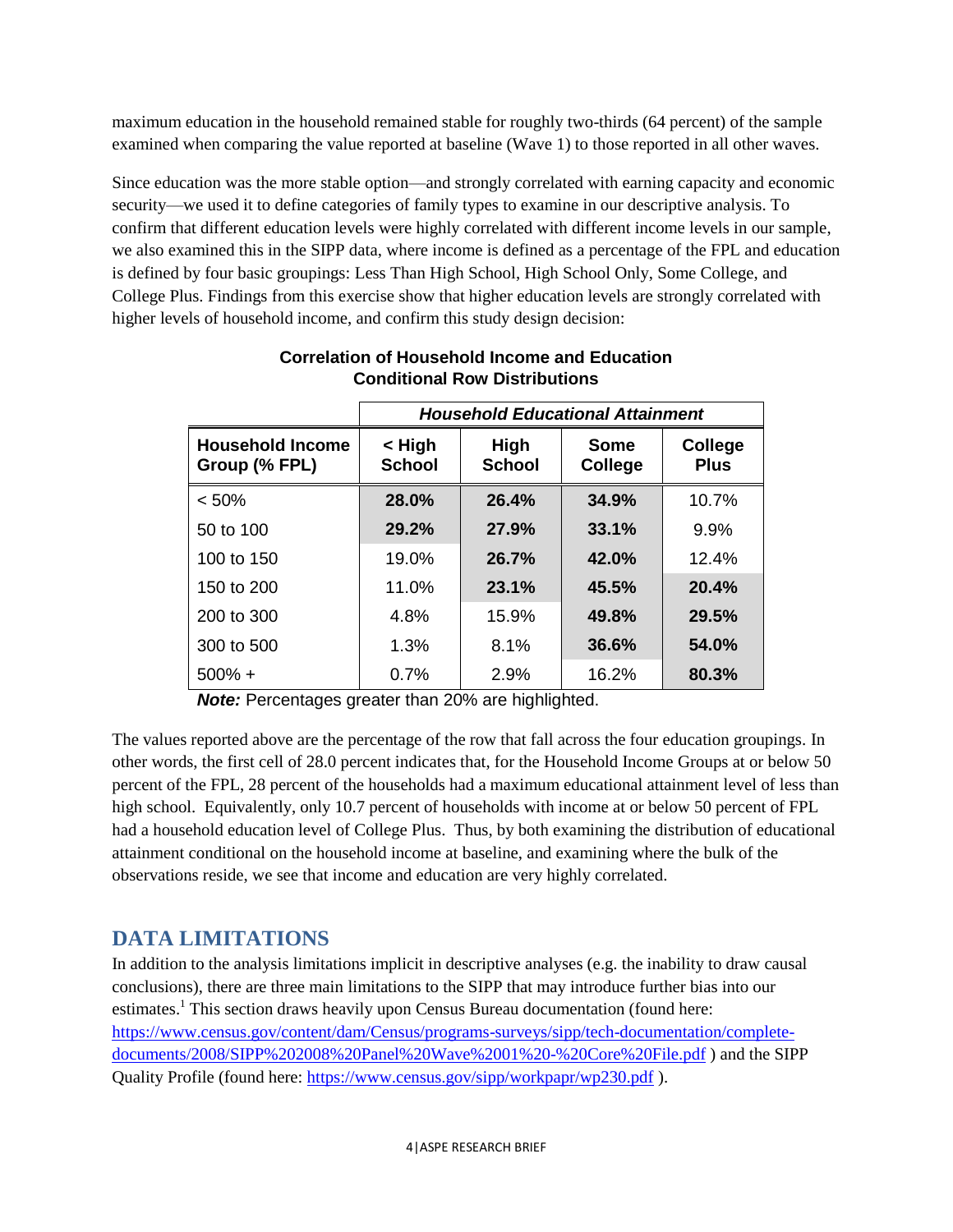maximum education in the household remained stable for roughly two-thirds (64 percent) of the sample examined when comparing the value reported at baseline (Wave 1) to those reported in all other waves.

Since education was the more stable option—and strongly correlated with earning capacity and economic security—we used it to define categories of family types to examine in our descriptive analysis. To confirm that different education levels were highly correlated with different income levels in our sample, we also examined this in the SIPP data, where income is defined as a percentage of the FPL and education is defined by four basic groupings: Less Than High School, High School Only, Some College, and College Plus. Findings from this exercise show that higher education levels are strongly correlated with higher levels of household income, and confirm this study design decision:

**Correlation of Household Income and Education**
**Conditional Row Distributions**

| | ***Household Educational Attainment*** | | | |
|---|---|---|---|---|
| **Household Income Group (% FPL)** | **< High School** | **High School** | **Some College** | **College Plus** |
| < 50% | **28.0%** | **26.4%** | **34.9%** | 10.7% |
| 50 to 100 | **29.2%** | **27.9%** | **33.1%** | 9.9% |
| 100 to 150 | 19.0% | **26.7%** | **42.0%** | 12.4% |
| 150 to 200 | 11.0% | **23.1%** | **45.5%** | **20.4%** |
| 200 to 300 | 4.8% | 15.9% | **49.8%** | **29.5%** |
| 300 to 500 | 1.3% | 8.1% | **36.6%** | **54.0%** |
| 500% + | 0.7% | 2.9% | 16.2% | **80.3%** |

***Note:*** Percentages greater than 20% are highlighted.

The values reported above are the percentage of the row that fall across the four education groupings. In other words, the first cell of 28.0 percent indicates that, for the Household Income Groups at or below 50 percent of the FPL, 28 percent of the households had a maximum educational attainment level of less than high school. Equivalently, only 10.7 percent of households with income at or below 50 percent of FPL had a household education level of College Plus. Thus, by both examining the distribution of educational attainment conditional on the household income at baseline, and examining where the bulk of the observations reside, we see that income and education are very highly correlated.

## DATA LIMITATIONS

In addition to the analysis limitations implicit in descriptive analyses (e.g. the inability to draw causal conclusions), there are three main limitations to the SIPP that may introduce further bias into our estimates.[1] This section draws heavily upon Census Bureau documentation (found here: https://www.census.gov/content/dam/Census/programs-surveys/sipp/tech-documentation/complete-documents/2008/SIPP%202008%20Panel%20Wave%2001%20-%20Core%20File.pdf ) and the SIPP Quality Profile (found here: https://www.census.gov/sipp/workpapr/wp230.pdf ).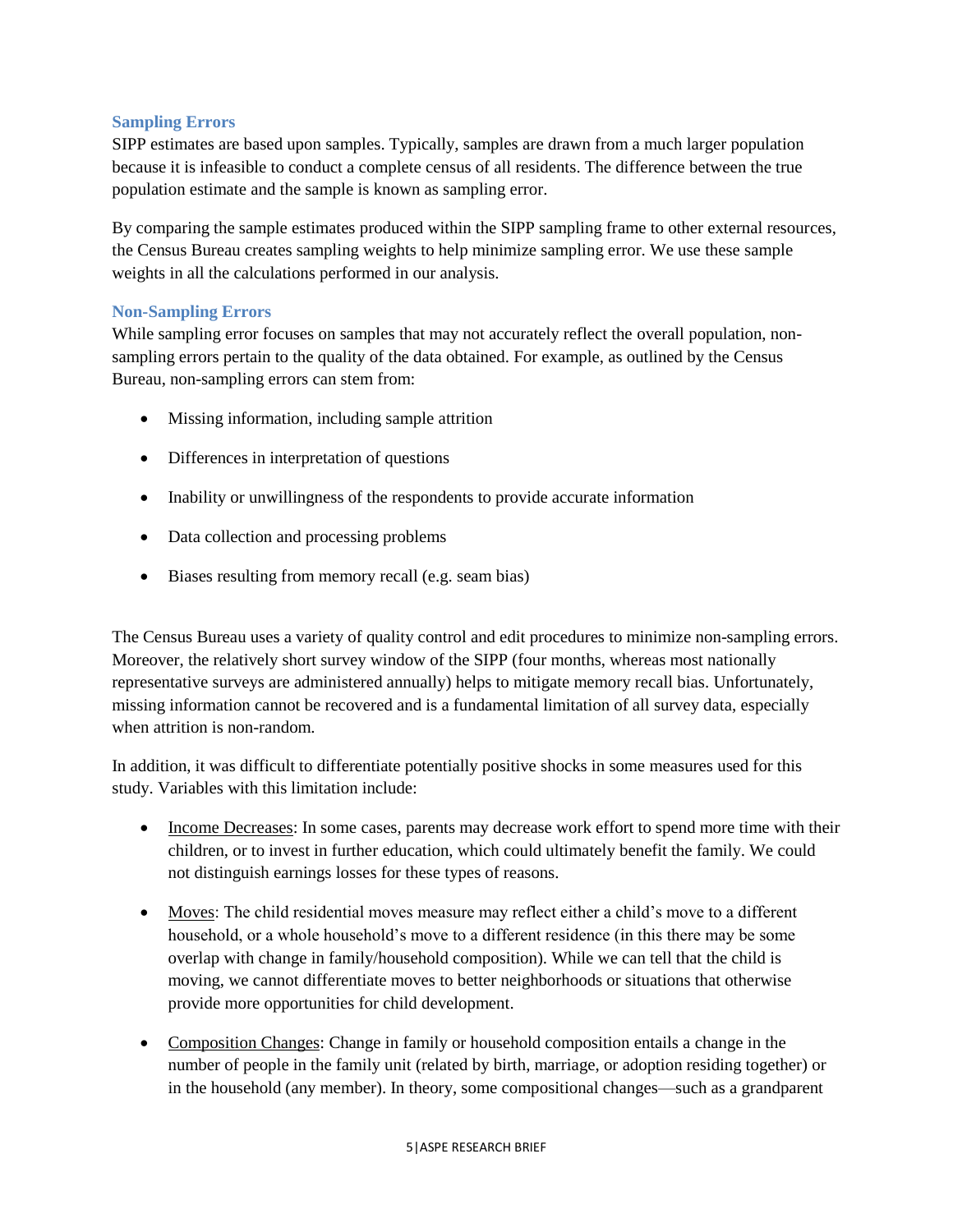### Sampling Errors

SIPP estimates are based upon samples. Typically, samples are drawn from a much larger population because it is infeasible to conduct a complete census of all residents. The difference between the true population estimate and the sample is known as sampling error.

By comparing the sample estimates produced within the SIPP sampling frame to other external resources, the Census Bureau creates sampling weights to help minimize sampling error. We use these sample weights in all the calculations performed in our analysis.

### Non-Sampling Errors

While sampling error focuses on samples that may not accurately reflect the overall population, non-sampling errors pertain to the quality of the data obtained. For example, as outlined by the Census Bureau, non-sampling errors can stem from:

- Missing information, including sample attrition
- Differences in interpretation of questions
- Inability or unwillingness of the respondents to provide accurate information
- Data collection and processing problems
- Biases resulting from memory recall (e.g. seam bias)

The Census Bureau uses a variety of quality control and edit procedures to minimize non-sampling errors. Moreover, the relatively short survey window of the SIPP (four months, whereas most nationally representative surveys are administered annually) helps to mitigate memory recall bias. Unfortunately, missing information cannot be recovered and is a fundamental limitation of all survey data, especially when attrition is non-random.

In addition, it was difficult to differentiate potentially positive shocks in some measures used for this study. Variables with this limitation include:

- Income Decreases: In some cases, parents may decrease work effort to spend more time with their children, or to invest in further education, which could ultimately benefit the family. We could not distinguish earnings losses for these types of reasons.
- Moves: The child residential moves measure may reflect either a child's move to a different household, or a whole household's move to a different residence (in this there may be some overlap with change in family/household composition). While we can tell that the child is moving, we cannot differentiate moves to better neighborhoods or situations that otherwise provide more opportunities for child development.
- Composition Changes: Change in family or household composition entails a change in the number of people in the family unit (related by birth, marriage, or adoption residing together) or in the household (any member). In theory, some compositional changes—such as a grandparent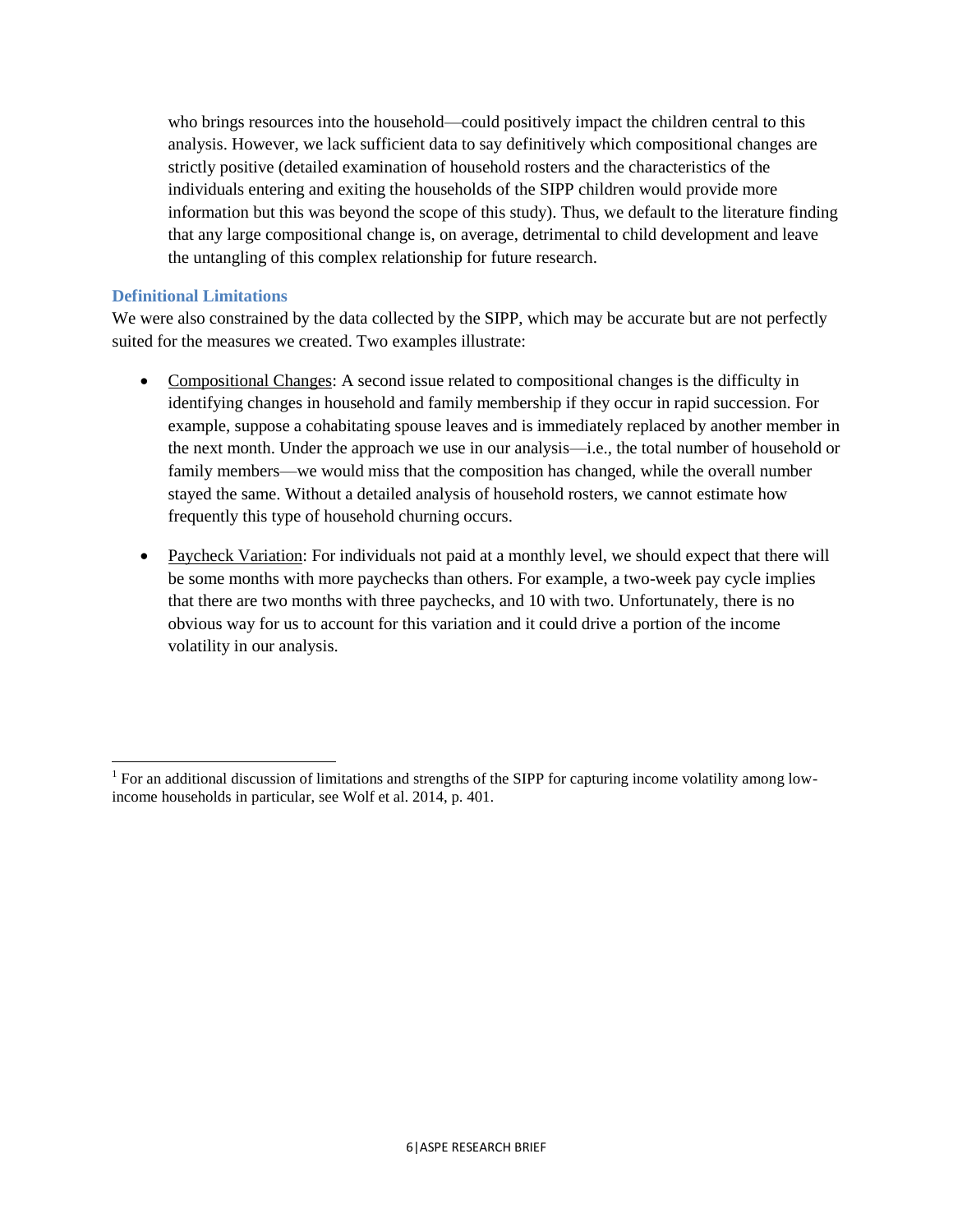who brings resources into the household—could positively impact the children central to this analysis. However, we lack sufficient data to say definitively which compositional changes are strictly positive (detailed examination of household rosters and the characteristics of the individuals entering and exiting the households of the SIPP children would provide more information but this was beyond the scope of this study). Thus, we default to the literature finding that any large compositional change is, on average, detrimental to child development and leave the untangling of this complex relationship for future research.

### Definitional Limitations

We were also constrained by the data collected by the SIPP, which may be accurate but are not perfectly suited for the measures we created. Two examples illustrate:

- Compositional Changes: A second issue related to compositional changes is the difficulty in identifying changes in household and family membership if they occur in rapid succession. For example, suppose a cohabitating spouse leaves and is immediately replaced by another member in the next month. Under the approach we use in our analysis—i.e., the total number of household or family members—we would miss that the composition has changed, while the overall number stayed the same. Without a detailed analysis of household rosters, we cannot estimate how frequently this type of household churning occurs.

- Paycheck Variation: For individuals not paid at a monthly level, we should expect that there will be some months with more paychecks than others. For example, a two-week pay cycle implies that there are two months with three paychecks, and 10 with two. Unfortunately, there is no obvious way for us to account for this variation and it could drive a portion of the income volatility in our analysis.

---

[1] For an additional discussion of limitations and strengths of the SIPP for capturing income volatility among low-income households in particular, see Wolf et al. 2014, p. 401.